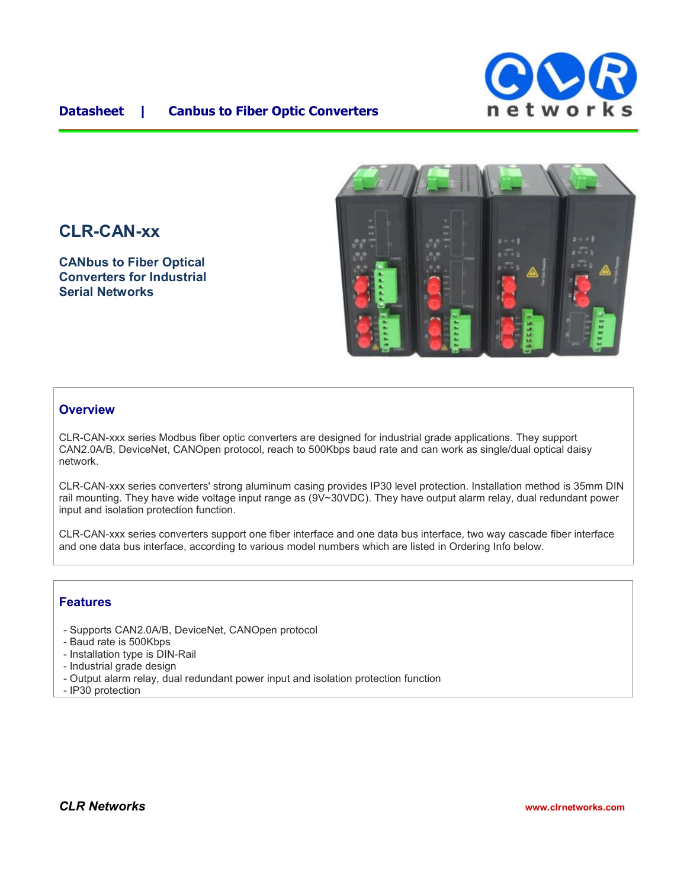Datasheet | Canbus to Fiber Optic Converters

# CLR-CAN-xx

### CANbus to Fiber Optical Converters for Industrial Serial Networks

## Overview

CLR-CAN-xxx series Modbus fiber optic converters are designed for industrial grade applications. They support CAN2.0A/B, DeviceNet, CANOpen protocol, reach to 500Kbps baud rate and can work as single/dual optical daisy network.

CLR-CAN-xxx series converters' strong aluminum casing provides IP30 level protection. Installation method is 35mm DIN rail mounting. They have wide voltage input range as (9V~30VDC). They have output alarm relay, dual redundant power input and isolation protection function.

CLR-CAN-xxx series converters support one fiber interface and one data bus interface, two way cascade fiber interface and one data bus interface, according to various model numbers which are listed in Ordering Info below.

## Features

- Supports CAN2.0A/B, DeviceNet, CANOpen protocol
- Baud rate is 500Kbps
- Installation type is DIN-Rail
- Industrial grade design
- Output alarm relay, dual redundant power input and isolation protection function
- IP30 protection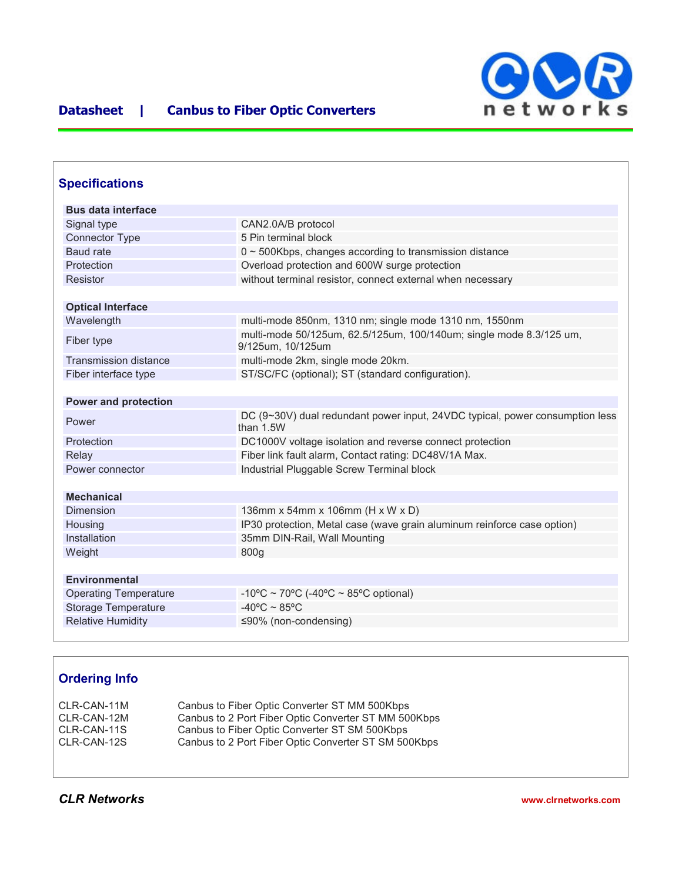Datasheet | Canbus to Fiber Optic Converters

## Specifications

| | |
|---|---|
| **Bus data interface** | |
| Signal type | CAN2.0A/B protocol |
| Connector Type | 5 Pin terminal block |
| Baud rate | 0 ~ 500Kbps, changes according to transmission distance |
| Protection | Overload protection and 600W surge protection |
| Resistor | without terminal resistor, connect external when necessary |
| **Optical Interface** | |
| Wavelength | multi-mode 850nm, 1310 nm; single mode 1310 nm, 1550nm |
| Fiber type | multi-mode 50/125um, 62.5/125um, 100/140um; single mode 8.3/125 um, 9/125um, 10/125um |
| Transmission distance | multi-mode 2km, single mode 20km. |
| Fiber interface type | ST/SC/FC (optional); ST (standard configuration). |
| **Power and protection** | |
| Power | DC (9~30V) dual redundant power input, 24VDC typical, power consumption less than 1.5W |
| Protection | DC1000V voltage isolation and reverse connect protection |
| Relay | Fiber link fault alarm, Contact rating: DC48V/1A Max. |
| Power connector | Industrial Pluggable Screw Terminal block |
| **Mechanical** | |
| Dimension | 136mm x 54mm x 106mm (H x W x D) |
| Housing | IP30 protection, Metal case (wave grain aluminum reinforce case option) |
| Installation | 35mm DIN-Rail, Wall Mounting |
| Weight | 800g |
| **Environmental** | |
| Operating Temperature | -10ºC ~ 70ºC (-40ºC ~ 85ºC optional) |
| Storage Temperature | -40ºC ~ 85ºC |
| Relative Humidity | ≤90% (non-condensing) |

## Ordering Info

| | |
|---|---|
| CLR-CAN-11M | Canbus to Fiber Optic Converter ST MM 500Kbps |
| CLR-CAN-12M | Canbus to 2 Port Fiber Optic Converter ST MM 500Kbps |
| CLR-CAN-11S | Canbus to Fiber Optic Converter ST SM 500Kbps |
| CLR-CAN-12S | Canbus to 2 Port Fiber Optic Converter ST SM 500Kbps |